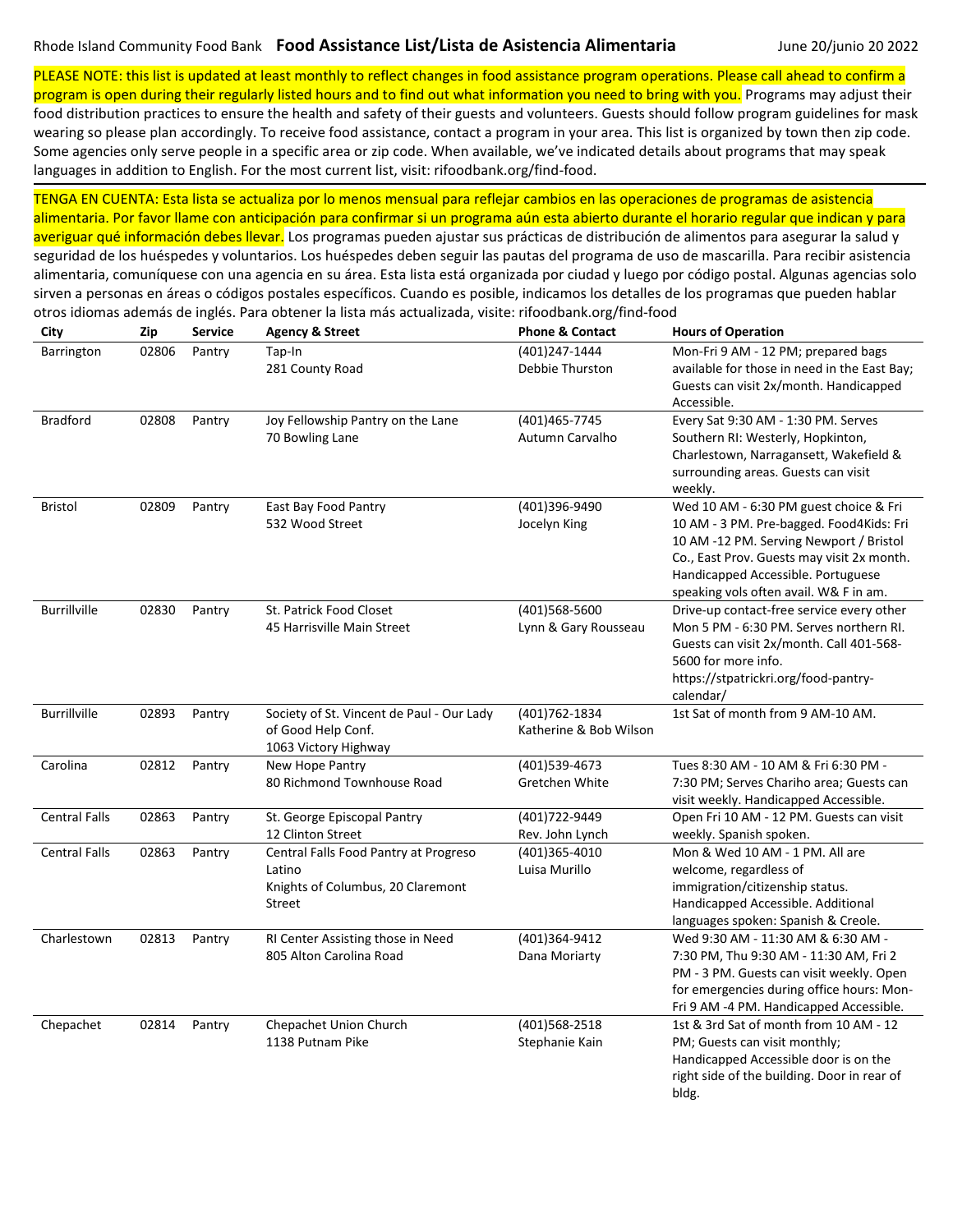Rhode Island Community Food Bank **Food Assistance List/Lista de Asistencia Alimentaria** June 20/junio 20 2022

PLEASE NOTE: this list is updated at least monthly to reflect changes in food assistance program operations. Please call ahead to confirm a program is open during their regularly listed hours and to find out what information you need to bring with you. Programs may adjust their food distribution practices to ensure the health and safety of their guests and volunteers. Guests should follow program guidelines for mask wearing so please plan accordingly. To receive food assistance, contact a program in your area. This list is organized by town then zip code. Some agencies only serve people in a specific area or zip code. When available, we've indicated details about programs that may speak languages in addition to English. For the most current list, visit: rifoodbank.org/find-food.

TENGA EN CUENTA: Esta lista se actualiza por lo menos mensual para reflejar cambios en las operaciones de programas de asistencia alimentaria. Por favor llame con anticipación para confirmar si un programa aún esta abierto durante el horario regular que indican y para averiguar qué información debes llevar. Los programas pueden ajustar sus prácticas de distribución de alimentos para asegurar la salud y seguridad de los huéspedes y voluntarios. Los huéspedes deben seguir las pautas del programa de uso de mascarilla. Para recibir asistencia alimentaria, comuníquese con una agencia en su área. Esta lista está organizada por ciudad y luego por código postal. Algunas agencias solo sirven a personas en áreas o códigos postales específicos. Cuando es posible, indicamos los detalles de los programas que pueden hablar otros idiomas además de inglés. Para obtener la lista más actualizada, visite: rifoodbank.org/find-food

| City | Zip | Service | Agency & Street | Phone & Contact | Hours of Operation |
|---|---|---|---|---|---|
| Barrington | 02806 | Pantry | Tap-In<br>281 County Road | (401)247-1444<br>Debbie Thurston | Mon-Fri 9 AM - 12 PM; prepared bags available for those in need in the East Bay; Guests can visit 2x/month. Handicapped Accessible. |
| Bradford | 02808 | Pantry | Joy Fellowship Pantry on the Lane<br>70 Bowling Lane | (401)465-7745<br>Autumn Carvalho | Every Sat 9:30 AM - 1:30 PM. Serves Southern RI: Westerly, Hopkinton, Charlestown, Narragansett, Wakefield & surrounding areas. Guests can visit weekly. |
| Bristol | 02809 | Pantry | East Bay Food Pantry<br>532 Wood Street | (401)396-9490<br>Jocelyn King | Wed 10 AM - 6:30 PM guest choice & Fri 10 AM - 3 PM. Pre-bagged. Food4Kids: Fri 10 AM -12 PM. Serving Newport / Bristol Co., East Prov. Guests may visit 2x month. Handicapped Accessible. Portuguese speaking vols often avail. W& F in am. |
| Burrillville | 02830 | Pantry | St. Patrick Food Closet<br>45 Harrisville Main Street | (401)568-5600<br>Lynn & Gary Rousseau | Drive-up contact-free service every other Mon 5 PM - 6:30 PM. Serves northern RI. Guests can visit 2x/month. Call 401-568-5600 for more info. https://stpatrickri.org/food-pantry-calendar/ |
| Burrillville | 02893 | Pantry | Society of St. Vincent de Paul - Our Lady of Good Help Conf.<br>1063 Victory Highway | (401)762-1834<br>Katherine & Bob Wilson | 1st Sat of month from 9 AM-10 AM. |
| Carolina | 02812 | Pantry | New Hope Pantry<br>80 Richmond Townhouse Road | (401)539-4673<br>Gretchen White | Tues 8:30 AM - 10 AM & Fri 6:30 PM - 7:30 PM; Serves Chariho area; Guests can visit weekly. Handicapped Accessible. |
| Central Falls | 02863 | Pantry | St. George Episcopal Pantry<br>12 Clinton Street | (401)722-9449<br>Rev. John Lynch | Open Fri 10 AM - 12 PM. Guests can visit weekly. Spanish spoken. |
| Central Falls | 02863 | Pantry | Central Falls Food Pantry at Progreso Latino<br>Knights of Columbus, 20 Claremont Street | (401)365-4010<br>Luisa Murillo | Mon & Wed 10 AM - 1 PM. All are welcome, regardless of immigration/citizenship status. Handicapped Accessible. Additional languages spoken: Spanish & Creole. |
| Charlestown | 02813 | Pantry | RI Center Assisting those in Need<br>805 Alton Carolina Road | (401)364-9412<br>Dana Moriarty | Wed 9:30 AM - 11:30 AM & 6:30 AM - 7:30 PM, Thu 9:30 AM - 11:30 AM, Fri 2 PM - 3 PM. Guests can visit weekly. Open for emergencies during office hours: Mon-Fri 9 AM -4 PM. Handicapped Accessible. |
| Chepachet | 02814 | Pantry | Chepachet Union Church<br>1138 Putnam Pike | (401)568-2518<br>Stephanie Kain | 1st & 3rd Sat of month from 10 AM - 12 PM; Guests can visit monthly; Handicapped Accessible door is on the right side of the building. Door in rear of bldg. |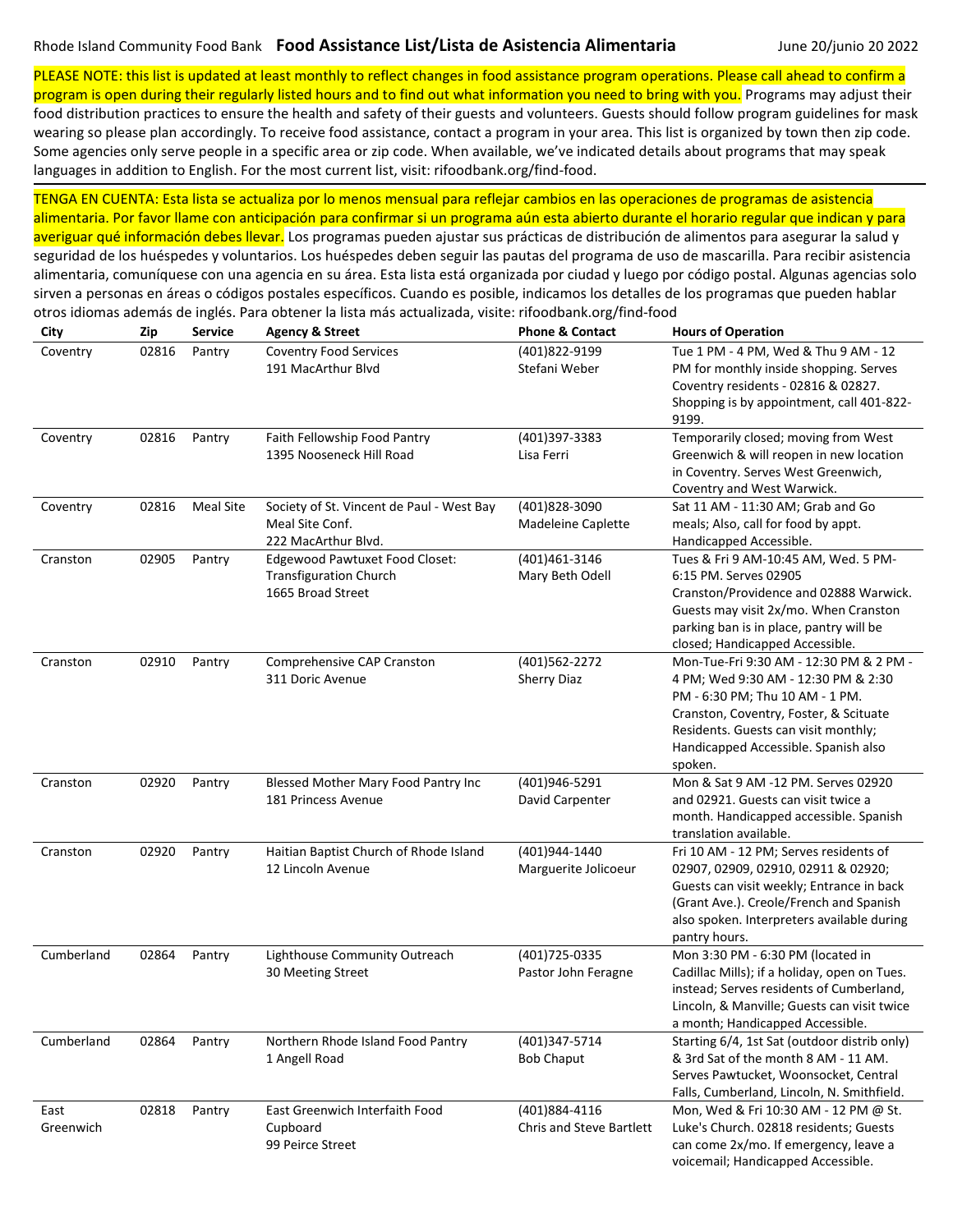PLEASE NOTE: this list is updated at least monthly to reflect changes in food assistance program operations. Please call ahead to confirm a program is open during their regularly listed hours and to find out what information you need to bring with you. Programs may adjust their food distribution practices to ensure the health and safety of their guests and volunteers. Guests should follow program guidelines for mask wearing so please plan accordingly. To receive food assistance, contact a program in your area. This list is organized by town then zip code. Some agencies only serve people in a specific area or zip code. When available, we've indicated details about programs that may speak languages in addition to English. For the most current list, visit: rifoodbank.org/find-food.

TENGA EN CUENTA: Esta lista se actualiza por lo menos mensual para reflejar cambios en las operaciones de programas de asistencia alimentaria. Por favor llame con anticipación para confirmar si un programa aún esta abierto durante el horario regular que indican y para averiguar qué información debes llevar. Los programas pueden ajustar sus prácticas de distribución de alimentos para asegurar la salud y seguridad de los huéspedes y voluntarios. Los huéspedes deben seguir las pautas del programa de uso de mascarilla. Para recibir asistencia alimentaria, comuníquese con una agencia en su área. Esta lista está organizada por ciudad y luego por código postal. Algunas agencias solo sirven a personas en áreas o códigos postales específicos. Cuando es posible, indicamos los detalles de los programas que pueden hablar otros idiomas además de inglés. Para obtener la lista más actualizada, visite: rifoodbank.org/find-food

| City | Zip | Service | Agency & Street | Phone & Contact | Hours of Operation |
|---|---|---|---|---|---|
| Coventry | 02816 | Pantry | Coventry Food Services<br>191 MacArthur Blvd | (401)822-9199<br>Stefani Weber | Tue 1 PM - 4 PM, Wed & Thu 9 AM - 12 PM for monthly inside shopping. Serves Coventry residents - 02816 & 02827. Shopping is by appointment, call 401-822-9199. |
| Coventry | 02816 | Pantry | Faith Fellowship Food Pantry<br>1395 Nooseneck Hill Road | (401)397-3383<br>Lisa Ferri | Temporarily closed; moving from West Greenwich & will reopen in new location in Coventry. Serves West Greenwich, Coventry and West Warwick. |
| Coventry | 02816 | Meal Site | Society of St. Vincent de Paul - West Bay Meal Site Conf.<br>222 MacArthur Blvd. | (401)828-3090<br>Madeleine Caplette | Sat 11 AM - 11:30 AM; Grab and Go meals; Also, call for food by appt. Handicapped Accessible. |
| Cranston | 02905 | Pantry | Edgewood Pawtuxet Food Closet: Transfiguration Church<br>1665 Broad Street | (401)461-3146<br>Mary Beth Odell | Tues & Fri 9 AM-10:45 AM, Wed. 5 PM-6:15 PM. Serves 02905 Cranston/Providence and 02888 Warwick. Guests may visit 2x/mo. When Cranston parking ban is in place, pantry will be closed; Handicapped Accessible. |
| Cranston | 02910 | Pantry | Comprehensive CAP Cranston<br>311 Doric Avenue | (401)562-2272<br>Sherry Diaz | Mon-Tue-Fri 9:30 AM - 12:30 PM & 2 PM - 4 PM; Wed 9:30 AM - 12:30 PM & 2:30 PM - 6:30 PM; Thu 10 AM - 1 PM. Cranston, Coventry, Foster, & Scituate Residents. Guests can visit monthly; Handicapped Accessible. Spanish also spoken. |
| Cranston | 02920 | Pantry | Blessed Mother Mary Food Pantry Inc<br>181 Princess Avenue | (401)946-5291<br>David Carpenter | Mon & Sat 9 AM -12 PM. Serves 02920 and 02921. Guests can visit twice a month. Handicapped accessible. Spanish translation available. |
| Cranston | 02920 | Pantry | Haitian Baptist Church of Rhode Island<br>12 Lincoln Avenue | (401)944-1440<br>Marguerite Jolicoeur | Fri 10 AM - 12 PM; Serves residents of 02907, 02909, 02910, 02911 & 02920; Guests can visit weekly; Entrance in back (Grant Ave.). Creole/French and Spanish also spoken. Interpreters available during pantry hours. |
| Cumberland | 02864 | Pantry | Lighthouse Community Outreach<br>30 Meeting Street | (401)725-0335<br>Pastor John Feragne | Mon 3:30 PM - 6:30 PM (located in Cadillac Mills); if a holiday, open on Tues. instead; Serves residents of Cumberland, Lincoln, & Manville; Guests can visit twice a month; Handicapped Accessible. |
| Cumberland | 02864 | Pantry | Northern Rhode Island Food Pantry<br>1 Angell Road | (401)347-5714<br>Bob Chaput | Starting 6/4, 1st Sat (outdoor distrib only) & 3rd Sat of the month 8 AM - 11 AM. Serves Pawtucket, Woonsocket, Central Falls, Cumberland, Lincoln, N. Smithfield. |
| East Greenwich | 02818 | Pantry | East Greenwich Interfaith Food Cupboard<br>99 Peirce Street | (401)884-4116<br>Chris and Steve Bartlett | Mon, Wed & Fri 10:30 AM - 12 PM @ St. Luke's Church. 02818 residents; Guests can come 2x/mo. If emergency, leave a voicemail; Handicapped Accessible. |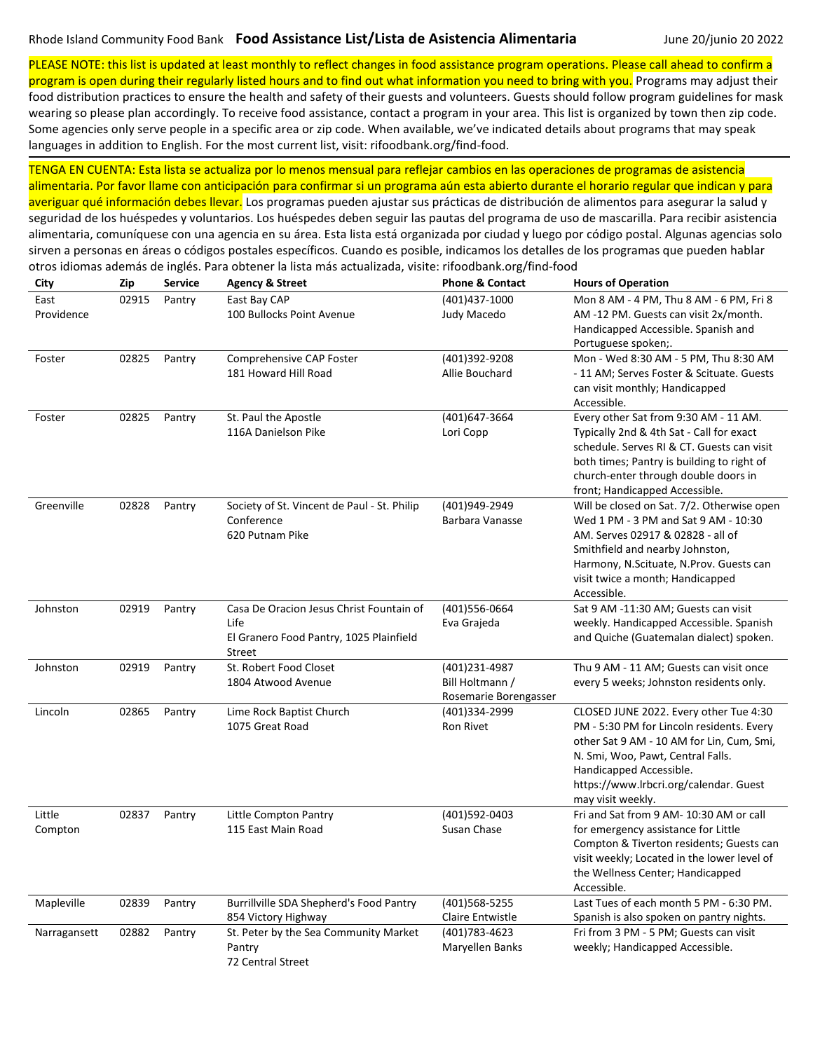**Food Assistance List/Lista de Asistencia Alimentaria**

Rhode Island Community Food Bank — June 20/junio 20 2022

PLEASE NOTE: this list is updated at least monthly to reflect changes in food assistance program operations. Please call ahead to confirm a program is open during their regularly listed hours and to find out what information you need to bring with you. Programs may adjust their food distribution practices to ensure the health and safety of their guests and volunteers. Guests should follow program guidelines for mask wearing so please plan accordingly. To receive food assistance, contact a program in your area. This list is organized by town then zip code. Some agencies only serve people in a specific area or zip code. When available, we've indicated details about programs that may speak languages in addition to English. For the most current list, visit: rifoodbank.org/find-food.

TENGA EN CUENTA: Esta lista se actualiza por lo menos mensual para reflejar cambios en las operaciones de programas de asistencia alimentaria. Por favor llame con anticipación para confirmar si un programa aún esta abierto durante el horario regular que indican y para averiguar qué información debes llevar. Los programas pueden ajustar sus prácticas de distribución de alimentos para asegurar la salud y seguridad de los huéspedes y voluntarios. Los huéspedes deben seguir las pautas del programa de uso de mascarilla. Para recibir asistencia alimentaria, comuníquese con una agencia en su área. Esta lista está organizada por ciudad y luego por código postal. Algunas agencias solo sirven a personas en áreas o códigos postales específicos. Cuando es posible, indicamos los detalles de los programas que pueden hablar otros idiomas además de inglés. Para obtener la lista más actualizada, visite: rifoodbank.org/find-food

| City | Zip | Service | Agency & Street | Phone & Contact | Hours of Operation |
|---|---|---|---|---|---|
| East Providence | 02915 | Pantry | East Bay CAP<br>100 Bullocks Point Avenue | (401)437-1000<br>Judy Macedo | Mon 8 AM - 4 PM, Thu 8 AM - 6 PM, Fri 8 AM -12 PM. Guests can visit 2x/month. Handicapped Accessible. Spanish and Portuguese spoken;. |
| Foster | 02825 | Pantry | Comprehensive CAP Foster<br>181 Howard Hill Road | (401)392-9208<br>Allie Bouchard | Mon - Wed 8:30 AM - 5 PM, Thu 8:30 AM - 11 AM; Serves Foster & Scituate. Guests can visit monthly; Handicapped Accessible. |
| Foster | 02825 | Pantry | St. Paul the Apostle<br>116A Danielson Pike | (401)647-3664<br>Lori Copp | Every other Sat from 9:30 AM - 11 AM. Typically 2nd & 4th Sat - Call for exact schedule. Serves RI & CT. Guests can visit both times; Pantry is building to right of church-enter through double doors in front; Handicapped Accessible. |
| Greenville | 02828 | Pantry | Society of St. Vincent de Paul - St. Philip Conference<br>620 Putnam Pike | (401)949-2949<br>Barbara Vanasse | Will be closed on Sat. 7/2. Otherwise open Wed 1 PM - 3 PM and Sat 9 AM - 10:30 AM. Serves 02917 & 02828 - all of Smithfield and nearby Johnston, Harmony, N.Scituate, N.Prov. Guests can visit twice a month; Handicapped Accessible. |
| Johnston | 02919 | Pantry | Casa De Oracion Jesus Christ Fountain of Life<br>El Granero Food Pantry, 1025 Plainfield Street | (401)556-0664<br>Eva Grajeda | Sat 9 AM -11:30 AM; Guests can visit weekly. Handicapped Accessible. Spanish and Quiche (Guatemalan dialect) spoken. |
| Johnston | 02919 | Pantry | St. Robert Food Closet<br>1804 Atwood Avenue | (401)231-4987<br>Bill Holtmann / Rosemarie Borengasser | Thu 9 AM - 11 AM; Guests can visit once every 5 weeks; Johnston residents only. |
| Lincoln | 02865 | Pantry | Lime Rock Baptist Church<br>1075 Great Road | (401)334-2999<br>Ron Rivet | CLOSED JUNE 2022. Every other Tue 4:30 PM - 5:30 PM for Lincoln residents. Every other Sat 9 AM - 10 AM for Lin, Cum, Smi, N. Smi, Woo, Pawt, Central Falls. Handicapped Accessible. https://www.lrbcri.org/calendar. Guest may visit weekly. |
| Little Compton | 02837 | Pantry | Little Compton Pantry<br>115 East Main Road | (401)592-0403<br>Susan Chase | Fri and Sat from 9 AM- 10:30 AM or call for emergency assistance for Little Compton & Tiverton residents; Guests can visit weekly; Located in the lower level of the Wellness Center; Handicapped Accessible. |
| Mapleville | 02839 | Pantry | Burrillville SDA Shepherd's Food Pantry<br>854 Victory Highway | (401)568-5255<br>Claire Entwistle | Last Tues of each month 5 PM - 6:30 PM. Spanish is also spoken on pantry nights. |
| Narragansett | 02882 | Pantry | St. Peter by the Sea Community Market Pantry<br>72 Central Street | (401)783-4623<br>Maryellen Banks | Fri from 3 PM - 5 PM; Guests can visit weekly; Handicapped Accessible. |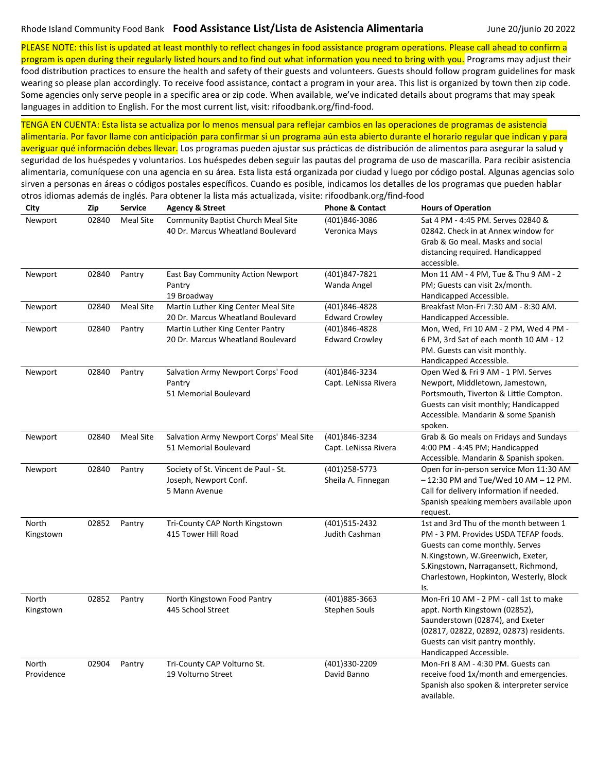Rhode Island Community Food Bank **Food Assistance List/Lista de Asistencia Alimentaria** June 20/junio 20 2022

PLEASE NOTE: this list is updated at least monthly to reflect changes in food assistance program operations. Please call ahead to confirm a program is open during their regularly listed hours and to find out what information you need to bring with you. Programs may adjust their food distribution practices to ensure the health and safety of their guests and volunteers. Guests should follow program guidelines for mask wearing so please plan accordingly. To receive food assistance, contact a program in your area. This list is organized by town then zip code. Some agencies only serve people in a specific area or zip code. When available, we've indicated details about programs that may speak languages in addition to English. For the most current list, visit: rifoodbank.org/find-food.

TENGA EN CUENTA: Esta lista se actualiza por lo menos mensual para reflejar cambios en las operaciones de programas de asistencia alimentaria. Por favor llame con anticipación para confirmar si un programa aún esta abierto durante el horario regular que indican y para averiguar qué información debes llevar. Los programas pueden ajustar sus prácticas de distribución de alimentos para asegurar la salud y seguridad de los huéspedes y voluntarios. Los huéspedes deben seguir las pautas del programa de uso de mascarilla. Para recibir asistencia alimentaria, comuníquese con una agencia en su área. Esta lista está organizada por ciudad y luego por código postal. Algunas agencias solo sirven a personas en áreas o códigos postales específicos. Cuando es posible, indicamos los detalles de los programas que pueden hablar otros idiomas además de inglés. Para obtener la lista más actualizada, visite: rifoodbank.org/find-food

| City | Zip | Service | Agency & Street | Phone & Contact | Hours of Operation |
|---|---|---|---|---|---|
| Newport | 02840 | Meal Site | Community Baptist Church Meal Site<br>40 Dr. Marcus Wheatland Boulevard | (401)846-3086<br>Veronica Mays | Sat 4 PM - 4:45 PM. Serves 02840 & 02842. Check in at Annex window for Grab & Go meal. Masks and social distancing required. Handicapped accessible. |
| Newport | 02840 | Pantry | East Bay Community Action Newport Pantry<br>19 Broadway | (401)847-7821<br>Wanda Angel | Mon 11 AM - 4 PM, Tue & Thu 9 AM - 2 PM; Guests can visit 2x/month. Handicapped Accessible. |
| Newport | 02840 | Meal Site | Martin Luther King Center Meal Site<br>20 Dr. Marcus Wheatland Boulevard | (401)846-4828<br>Edward Crowley | Breakfast Mon-Fri 7:30 AM - 8:30 AM. Handicapped Accessible. |
| Newport | 02840 | Pantry | Martin Luther King Center Pantry<br>20 Dr. Marcus Wheatland Boulevard | (401)846-4828<br>Edward Crowley | Mon, Wed, Fri 10 AM - 2 PM, Wed 4 PM - 6 PM, 3rd Sat of each month 10 AM - 12 PM. Guests can visit monthly. Handicapped Accessible. |
| Newport | 02840 | Pantry | Salvation Army Newport Corps' Food Pantry<br>51 Memorial Boulevard | (401)846-3234<br>Capt. LeNissa Rivera | Open Wed & Fri 9 AM - 1 PM. Serves Newport, Middletown, Jamestown, Portsmouth, Tiverton & Little Compton. Guests can visit monthly; Handicapped Accessible. Mandarin & some Spanish spoken. |
| Newport | 02840 | Meal Site | Salvation Army Newport Corps' Meal Site<br>51 Memorial Boulevard | (401)846-3234<br>Capt. LeNissa Rivera | Grab & Go meals on Fridays and Sundays 4:00 PM - 4:45 PM; Handicapped Accessible. Mandarin & Spanish spoken. |
| Newport | 02840 | Pantry | Society of St. Vincent de Paul - St. Joseph, Newport Conf.<br>5 Mann Avenue | (401)258-5773<br>Sheila A. Finnegan | Open for in-person service Mon 11:30 AM – 12:30 PM and Tue/Wed 10 AM – 12 PM. Call for delivery information if needed. Spanish speaking members available upon request. |
| North Kingstown | 02852 | Pantry | Tri-County CAP North Kingstown<br>415 Tower Hill Road | (401)515-2432<br>Judith Cashman | 1st and 3rd Thu of the month between 1 PM - 3 PM. Provides USDA TEFAP foods. Guests can come monthly. Serves N.Kingstown, W.Greenwich, Exeter, S.Kingstown, Narragansett, Richmond, Charlestown, Hopkinton, Westerly, Block Is. |
| North Kingstown | 02852 | Pantry | North Kingstown Food Pantry<br>445 School Street | (401)885-3663<br>Stephen Souls | Mon-Fri 10 AM - 2 PM - call 1st to make appt. North Kingstown (02852), Saunderstown (02874), and Exeter (02817, 02822, 02892, 02873) residents. Guests can visit pantry monthly. Handicapped Accessible. |
| North Providence | 02904 | Pantry | Tri-County CAP Volturno St.<br>19 Volturno Street | (401)330-2209<br>David Banno | Mon-Fri 8 AM - 4:30 PM. Guests can receive food 1x/month and emergencies. Spanish also spoken & interpreter service available. |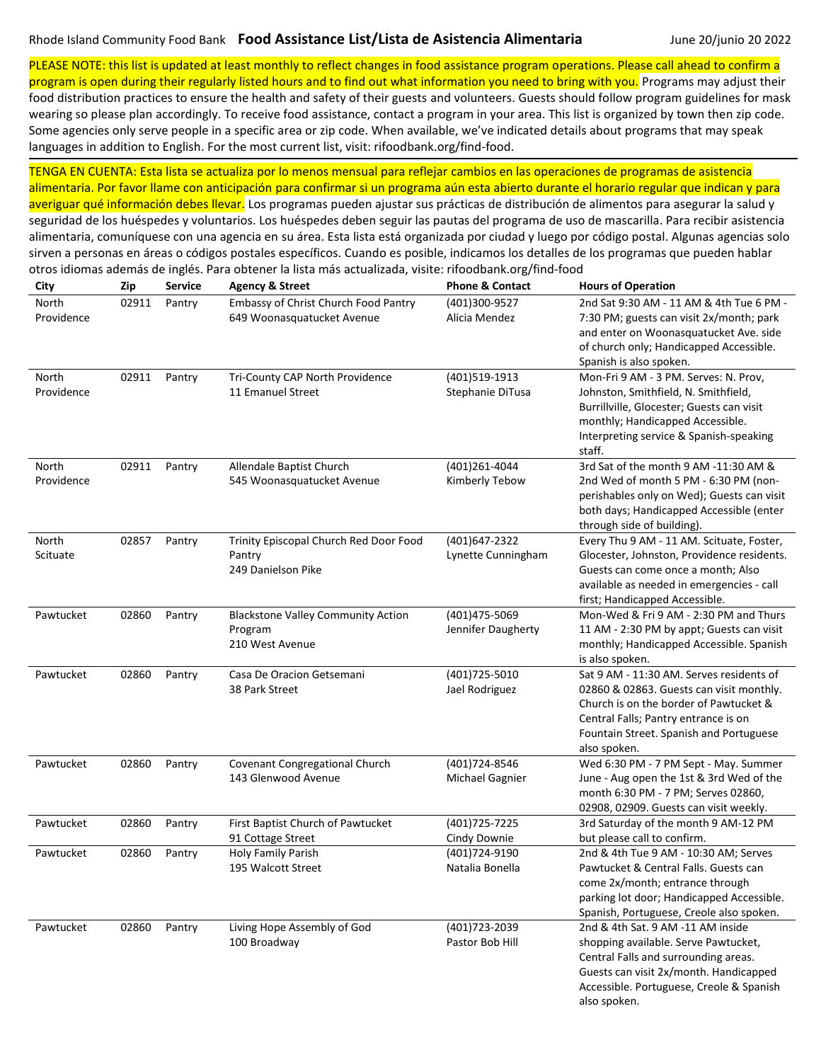Rhode Island Community Food Bank **Food Assistance List/Lista de Asistencia Alimentaria** June 20/junio 20 2022

PLEASE NOTE: this list is updated at least monthly to reflect changes in food assistance program operations. Please call ahead to confirm a program is open during their regularly listed hours and to find out what information you need to bring with you. Programs may adjust their food distribution practices to ensure the health and safety of their guests and volunteers. Guests should follow program guidelines for mask wearing so please plan accordingly. To receive food assistance, contact a program in your area. This list is organized by town then zip code. Some agencies only serve people in a specific area or zip code. When available, we've indicated details about programs that may speak languages in addition to English. For the most current list, visit: rifoodbank.org/find-food.

TENGA EN CUENTA: Esta lista se actualiza por lo menos mensual para reflejar cambios en las operaciones de programas de asistencia alimentaria. Por favor llame con anticipación para confirmar si un programa aún esta abierto durante el horario regular que indican y para averiguar qué información debes llevar. Los programas pueden ajustar sus prácticas de distribución de alimentos para asegurar la salud y seguridad de los huéspedes y voluntarios. Los huéspedes deben seguir las pautas del programa de uso de mascarilla. Para recibir asistencia alimentaria, comuníquese con una agencia en su área. Esta lista está organizada por ciudad y luego por código postal. Algunas agencias solo sirven a personas en áreas o códigos postales específicos. Cuando es posible, indicamos los detalles de los programas que pueden hablar otros idiomas además de inglés. Para obtener la lista más actualizada, visite: rifoodbank.org/find-food

| City | Zip | Service | Agency & Street | Phone & Contact | Hours of Operation |
|---|---|---|---|---|---|
| North Providence | 02911 | Pantry | Embassy of Christ Church Food Pantry<br>649 Woonasquatucket Avenue | (401)300-9527<br>Alicia Mendez | 2nd Sat 9:30 AM - 11 AM & 4th Tue 6 PM - 7:30 PM; guests can visit 2x/month; park and enter on Woonasquatucket Ave. side of church only; Handicapped Accessible. Spanish is also spoken. |
| North Providence | 02911 | Pantry | Tri-County CAP North Providence<br>11 Emanuel Street | (401)519-1913<br>Stephanie DiTusa | Mon-Fri 9 AM - 3 PM. Serves: N. Prov, Johnston, Smithfield, N. Smithfield, Burrillville, Glocester; Guests can visit monthly; Handicapped Accessible. Interpreting service & Spanish-speaking staff. |
| North Providence | 02911 | Pantry | Allendale Baptist Church<br>545 Woonasquatucket Avenue | (401)261-4044<br>Kimberly Tebow | 3rd Sat of the month 9 AM -11:30 AM & 2nd Wed of month 5 PM - 6:30 PM (non-perishables only on Wed); Guests can visit both days; Handicapped Accessible (enter through side of building). |
| North Scituate | 02857 | Pantry | Trinity Episcopal Church Red Door Food Pantry<br>249 Danielson Pike | (401)647-2322<br>Lynette Cunningham | Every Thu 9 AM - 11 AM. Scituate, Foster, Glocester, Johnston, Providence residents. Guests can come once a month; Also available as needed in emergencies - call first; Handicapped Accessible. |
| Pawtucket | 02860 | Pantry | Blackstone Valley Community Action Program<br>210 West Avenue | (401)475-5069<br>Jennifer Daugherty | Mon-Wed & Fri 9 AM - 2:30 PM and Thurs 11 AM - 2:30 PM by appt; Guests can visit monthly; Handicapped Accessible. Spanish is also spoken. |
| Pawtucket | 02860 | Pantry | Casa De Oracion Getsemani<br>38 Park Street | (401)725-5010<br>Jael Rodriguez | Sat 9 AM - 11:30 AM. Serves residents of 02860 & 02863. Guests can visit monthly. Church is on the border of Pawtucket & Central Falls; Pantry entrance is on Fountain Street. Spanish and Portuguese also spoken. |
| Pawtucket | 02860 | Pantry | Covenant Congregational Church<br>143 Glenwood Avenue | (401)724-8546<br>Michael Gagnier | Wed 6:30 PM - 7 PM Sept - May. Summer June - Aug open the 1st & 3rd Wed of the month 6:30 PM - 7 PM; Serves 02860, 02908, 02909. Guests can visit weekly. |
| Pawtucket | 02860 | Pantry | First Baptist Church of Pawtucket<br>91 Cottage Street | (401)725-7225<br>Cindy Downie | 3rd Saturday of the month 9 AM-12 PM but please call to confirm. |
| Pawtucket | 02860 | Pantry | Holy Family Parish<br>195 Walcott Street | (401)724-9190<br>Natalia Bonella | 2nd & 4th Tue 9 AM - 10:30 AM; Serves Pawtucket & Central Falls. Guests can come 2x/month; entrance through parking lot door; Handicapped Accessible. Spanish, Portuguese, Creole also spoken. |
| Pawtucket | 02860 | Pantry | Living Hope Assembly of God<br>100 Broadway | (401)723-2039<br>Pastor Bob Hill | 2nd & 4th Sat. 9 AM -11 AM inside shopping available. Serve Pawtucket, Central Falls and surrounding areas. Guests can visit 2x/month. Handicapped Accessible. Portuguese, Creole & Spanish also spoken. |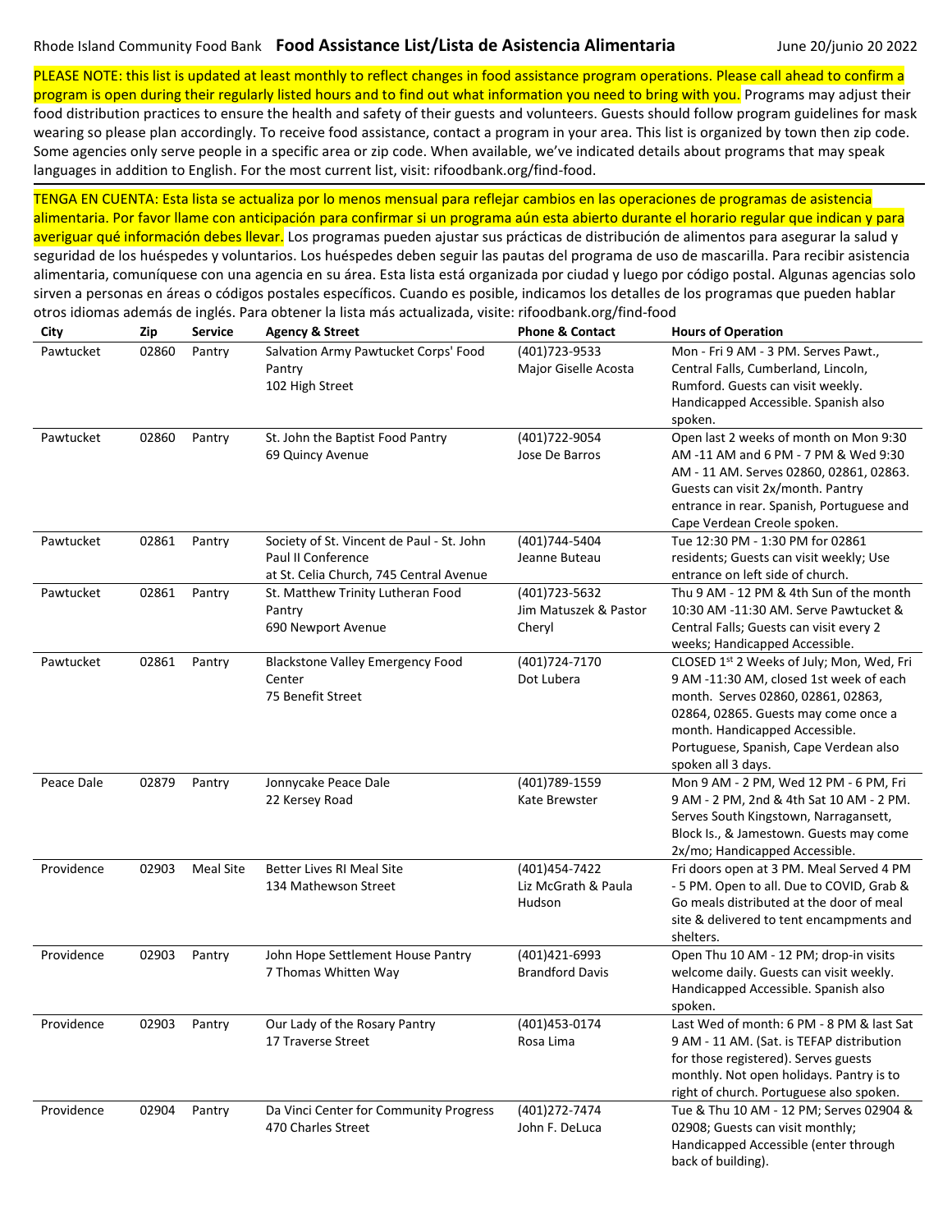Rhode Island Community Food Bank **Food Assistance List/Lista de Asistencia Alimentaria** June 20/junio 20 2022

PLEASE NOTE: this list is updated at least monthly to reflect changes in food assistance program operations. Please call ahead to confirm a program is open during their regularly listed hours and to find out what information you need to bring with you. Programs may adjust their food distribution practices to ensure the health and safety of their guests and volunteers. Guests should follow program guidelines for mask wearing so please plan accordingly. To receive food assistance, contact a program in your area. This list is organized by town then zip code. Some agencies only serve people in a specific area or zip code. When available, we've indicated details about programs that may speak languages in addition to English. For the most current list, visit: rifoodbank.org/find-food.

TENGA EN CUENTA: Esta lista se actualiza por lo menos mensual para reflejar cambios en las operaciones de programas de asistencia alimentaria. Por favor llame con anticipación para confirmar si un programa aún esta abierto durante el horario regular que indican y para averiguar qué información debes llevar. Los programas pueden ajustar sus prácticas de distribución de alimentos para asegurar la salud y seguridad de los huéspedes y voluntarios. Los huéspedes deben seguir las pautas del programa de uso de mascarilla. Para recibir asistencia alimentaria, comuníquese con una agencia en su área. Esta lista está organizada por ciudad y luego por código postal. Algunas agencias solo sirven a personas en áreas o códigos postales específicos. Cuando es posible, indicamos los detalles de los programas que pueden hablar otros idiomas además de inglés. Para obtener la lista más actualizada, visite: rifoodbank.org/find-food

| City | Zip | Service | Agency & Street | Phone & Contact | Hours of Operation |
|---|---|---|---|---|---|
| Pawtucket | 02860 | Pantry | Salvation Army Pawtucket Corps' Food Pantry<br>102 High Street | (401)723-9533<br>Major Giselle Acosta | Mon - Fri 9 AM - 3 PM. Serves Pawt., Central Falls, Cumberland, Lincoln, Rumford. Guests can visit weekly. Handicapped Accessible. Spanish also spoken. |
| Pawtucket | 02860 | Pantry | St. John the Baptist Food Pantry<br>69 Quincy Avenue | (401)722-9054<br>Jose De Barros | Open last 2 weeks of month on Mon 9:30 AM -11 AM and 6 PM - 7 PM & Wed 9:30 AM - 11 AM. Serves 02860, 02861, 02863. Guests can visit 2x/month. Pantry entrance in rear. Spanish, Portuguese and Cape Verdean Creole spoken. |
| Pawtucket | 02861 | Pantry | Society of St. Vincent de Paul - St. John Paul II Conference<br>at St. Celia Church, 745 Central Avenue | (401)744-5404<br>Jeanne Buteau | Tue 12:30 PM - 1:30 PM for 02861 residents; Guests can visit weekly; Use entrance on left side of church. |
| Pawtucket | 02861 | Pantry | St. Matthew Trinity Lutheran Food Pantry<br>690 Newport Avenue | (401)723-5632<br>Jim Matuszek & Pastor Cheryl | Thu 9 AM - 12 PM & 4th Sun of the month 10:30 AM -11:30 AM. Serve Pawtucket & Central Falls; Guests can visit every 2 weeks; Handicapped Accessible. |
| Pawtucket | 02861 | Pantry | Blackstone Valley Emergency Food Center<br>75 Benefit Street | (401)724-7170<br>Dot Lubera | CLOSED 1st 2 Weeks of July; Mon, Wed, Fri 9 AM -11:30 AM, closed 1st week of each month. Serves 02860, 02861, 02863, 02864, 02865. Guests may come once a month. Handicapped Accessible. Portuguese, Spanish, Cape Verdean also spoken all 3 days. |
| Peace Dale | 02879 | Pantry | Jonnycake Peace Dale<br>22 Kersey Road | (401)789-1559<br>Kate Brewster | Mon 9 AM - 2 PM, Wed 12 PM - 6 PM, Fri 9 AM - 2 PM, 2nd & 4th Sat 10 AM - 2 PM. Serves South Kingstown, Narragansett, Block Is., & Jamestown. Guests may come 2x/mo; Handicapped Accessible. |
| Providence | 02903 | Meal Site | Better Lives RI Meal Site<br>134 Mathewson Street | (401)454-7422<br>Liz McGrath & Paula Hudson | Fri doors open at 3 PM. Meal Served 4 PM - 5 PM. Open to all. Due to COVID, Grab & Go meals distributed at the door of meal site & delivered to tent encampments and shelters. |
| Providence | 02903 | Pantry | John Hope Settlement House Pantry<br>7 Thomas Whitten Way | (401)421-6993<br>Brandford Davis | Open Thu 10 AM - 12 PM; drop-in visits welcome daily. Guests can visit weekly. Handicapped Accessible. Spanish also spoken. |
| Providence | 02903 | Pantry | Our Lady of the Rosary Pantry<br>17 Traverse Street | (401)453-0174<br>Rosa Lima | Last Wed of month: 6 PM - 8 PM & last Sat 9 AM - 11 AM. (Sat. is TEFAP distribution for those registered). Serves guests monthly. Not open holidays. Pantry is to right of church. Portuguese also spoken. |
| Providence | 02904 | Pantry | Da Vinci Center for Community Progress<br>470 Charles Street | (401)272-7474<br>John F. DeLuca | Tue & Thu 10 AM - 12 PM; Serves 02904 & 02908; Guests can visit monthly; Handicapped Accessible (enter through back of building). |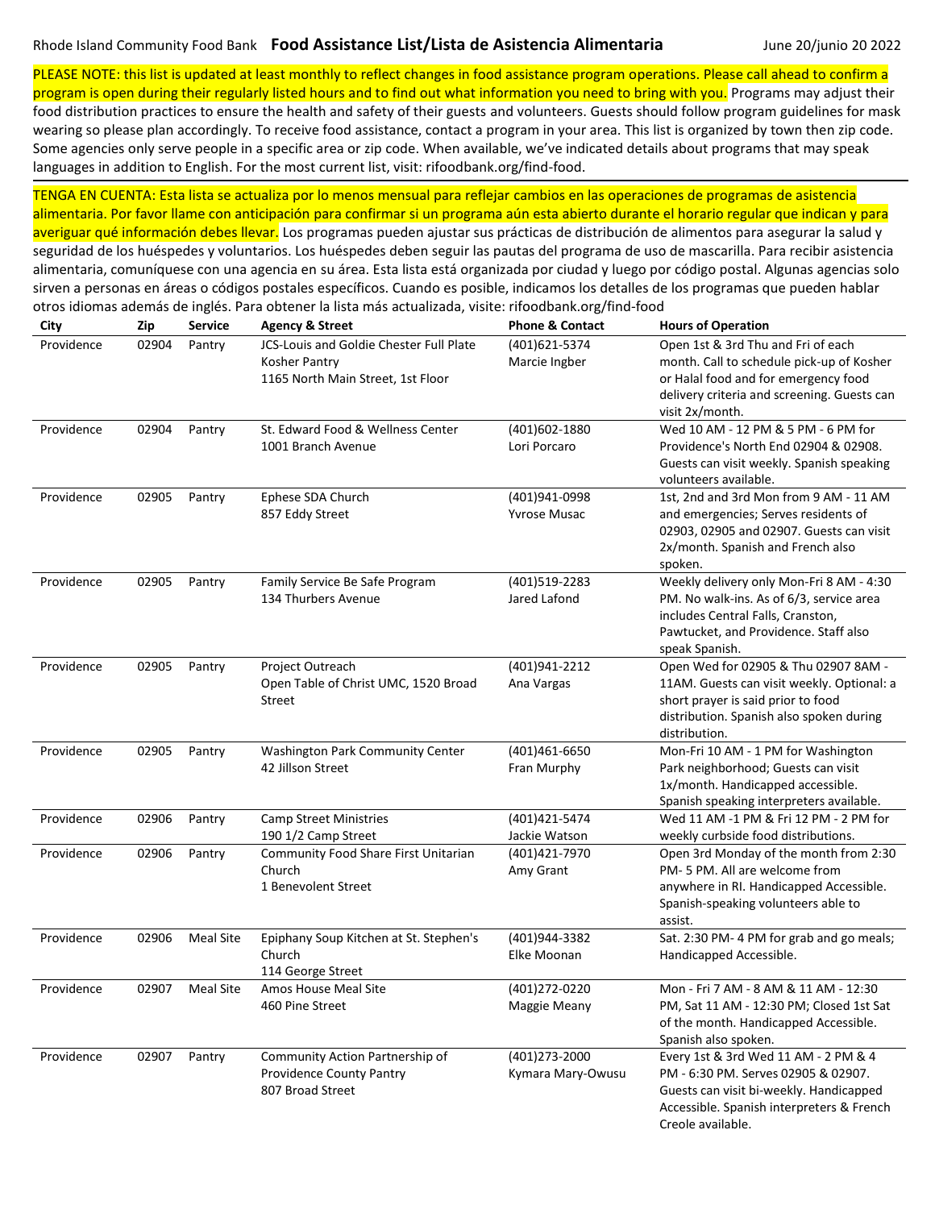Rhode Island Community Food Bank **Food Assistance List/Lista de Asistencia Alimentaria** June 20/junio 20 2022

PLEASE NOTE: this list is updated at least monthly to reflect changes in food assistance program operations. Please call ahead to confirm a program is open during their regularly listed hours and to find out what information you need to bring with you. Programs may adjust their food distribution practices to ensure the health and safety of their guests and volunteers. Guests should follow program guidelines for mask wearing so please plan accordingly. To receive food assistance, contact a program in your area. This list is organized by town then zip code. Some agencies only serve people in a specific area or zip code. When available, we've indicated details about programs that may speak languages in addition to English. For the most current list, visit: rifoodbank.org/find-food.

TENGA EN CUENTA: Esta lista se actualiza por lo menos mensual para reflejar cambios en las operaciones de programas de asistencia alimentaria. Por favor llame con anticipación para confirmar si un programa aún esta abierto durante el horario regular que indican y para averiguar qué información debes llevar. Los programas pueden ajustar sus prácticas de distribución de alimentos para asegurar la salud y seguridad de los huéspedes y voluntarios. Los huéspedes deben seguir las pautas del programa de uso de mascarilla. Para recibir asistencia alimentaria, comuníquese con una agencia en su área. Esta lista está organizada por ciudad y luego por código postal. Algunas agencias solo sirven a personas en áreas o códigos postales específicos. Cuando es posible, indicamos los detalles de los programas que pueden hablar otros idiomas además de inglés. Para obtener la lista más actualizada, visite: rifoodbank.org/find-food

| City | Zip | Service | Agency & Street | Phone & Contact | Hours of Operation |
|---|---|---|---|---|---|
| Providence | 02904 | Pantry | JCS-Louis and Goldie Chester Full Plate Kosher Pantry<br>1165 North Main Street, 1st Floor | (401)621-5374<br>Marcie Ingber | Open 1st & 3rd Thu and Fri of each month. Call to schedule pick-up of Kosher or Halal food and for emergency food delivery criteria and screening. Guests can visit 2x/month. |
| Providence | 02904 | Pantry | St. Edward Food & Wellness Center<br>1001 Branch Avenue | (401)602-1880<br>Lori Porcaro | Wed 10 AM - 12 PM & 5 PM - 6 PM for Providence's North End 02904 & 02908. Guests can visit weekly. Spanish speaking volunteers available. |
| Providence | 02905 | Pantry | Ephese SDA Church<br>857 Eddy Street | (401)941-0998<br>Yvrose Musac | 1st, 2nd and 3rd Mon from 9 AM - 11 AM and emergencies; Serves residents of 02903, 02905 and 02907. Guests can visit 2x/month. Spanish and French also spoken. |
| Providence | 02905 | Pantry | Family Service Be Safe Program<br>134 Thurbers Avenue | (401)519-2283<br>Jared Lafond | Weekly delivery only Mon-Fri 8 AM - 4:30 PM. No walk-ins. As of 6/3, service area includes Central Falls, Cranston, Pawtucket, and Providence. Staff also speak Spanish. |
| Providence | 02905 | Pantry | Project Outreach<br>Open Table of Christ UMC, 1520 Broad Street | (401)941-2212<br>Ana Vargas | Open Wed for 02905 & Thu 02907 8AM - 11AM. Guests can visit weekly. Optional: a short prayer is said prior to food distribution. Spanish also spoken during distribution. |
| Providence | 02905 | Pantry | Washington Park Community Center<br>42 Jillson Street | (401)461-6650<br>Fran Murphy | Mon-Fri 10 AM - 1 PM for Washington Park neighborhood; Guests can visit 1x/month. Handicapped accessible. Spanish speaking interpreters available. |
| Providence | 02906 | Pantry | Camp Street Ministries<br>190 1/2 Camp Street | (401)421-5474<br>Jackie Watson | Wed 11 AM -1 PM & Fri 12 PM - 2 PM for weekly curbside food distributions. |
| Providence | 02906 | Pantry | Community Food Share First Unitarian Church<br>1 Benevolent Street | (401)421-7970<br>Amy Grant | Open 3rd Monday of the month from 2:30 PM- 5 PM. All are welcome from anywhere in RI. Handicapped Accessible. Spanish-speaking volunteers able to assist. |
| Providence | 02906 | Meal Site | Epiphany Soup Kitchen at St. Stephen's Church<br>114 George Street | (401)944-3382<br>Elke Moonan | Sat. 2:30 PM- 4 PM for grab and go meals; Handicapped Accessible. |
| Providence | 02907 | Meal Site | Amos House Meal Site<br>460 Pine Street | (401)272-0220<br>Maggie Meany | Mon - Fri 7 AM - 8 AM & 11 AM - 12:30 PM, Sat 11 AM - 12:30 PM; Closed 1st Sat of the month. Handicapped Accessible. Spanish also spoken. |
| Providence | 02907 | Pantry | Community Action Partnership of Providence County Pantry<br>807 Broad Street | (401)273-2000<br>Kymara Mary-Owusu | Every 1st & 3rd Wed 11 AM - 2 PM & 4 PM - 6:30 PM. Serves 02905 & 02907. Guests can visit bi-weekly. Handicapped Accessible. Spanish interpreters & French Creole available. |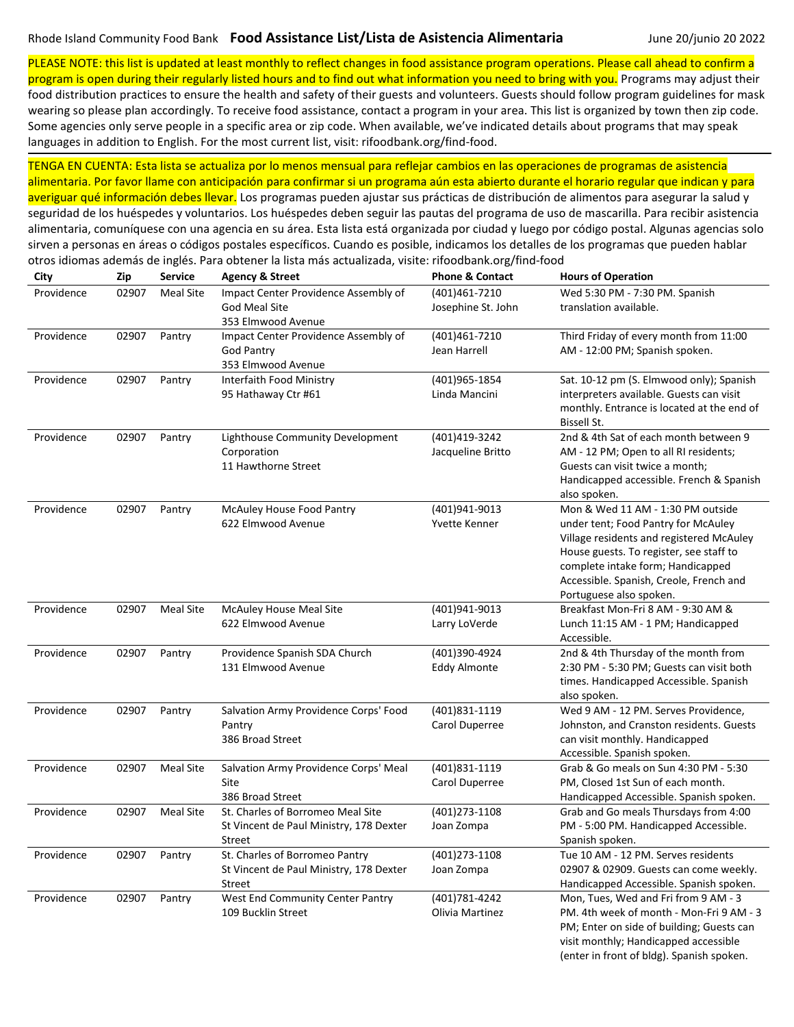PLEASE NOTE: this list is updated at least monthly to reflect changes in food assistance program operations. Please call ahead to confirm a program is open during their regularly listed hours and to find out what information you need to bring with you. Programs may adjust their food distribution practices to ensure the health and safety of their guests and volunteers. Guests should follow program guidelines for mask wearing so please plan accordingly. To receive food assistance, contact a program in your area. This list is organized by town then zip code. Some agencies only serve people in a specific area or zip code. When available, we've indicated details about programs that may speak languages in addition to English. For the most current list, visit: rifoodbank.org/find-food.

TENGA EN CUENTA: Esta lista se actualiza por lo menos mensual para reflejar cambios en las operaciones de programas de asistencia alimentaria. Por favor llame con anticipación para confirmar si un programa aún esta abierto durante el horario regular que indican y para averiguar qué información debes llevar. Los programas pueden ajustar sus prácticas de distribución de alimentos para asegurar la salud y seguridad de los huéspedes y voluntarios. Los huéspedes deben seguir las pautas del programa de uso de mascarilla. Para recibir asistencia alimentaria, comuníquese con una agencia en su área. Esta lista está organizada por ciudad y luego por código postal. Algunas agencias solo sirven a personas en áreas o códigos postales específicos. Cuando es posible, indicamos los detalles de los programas que pueden hablar otros idiomas además de inglés. Para obtener la lista más actualizada, visite: rifoodbank.org/find-food

| City | Zip | Service | Agency & Street | Phone & Contact | Hours of Operation |
|---|---|---|---|---|---|
| Providence | 02907 | Meal Site | Impact Center Providence Assembly of God Meal Site<br>353 Elmwood Avenue | (401)461-7210<br>Josephine St. John | Wed 5:30 PM - 7:30 PM. Spanish translation available. |
| Providence | 02907 | Pantry | Impact Center Providence Assembly of God Pantry<br>353 Elmwood Avenue | (401)461-7210<br>Jean Harrell | Third Friday of every month from 11:00 AM - 12:00 PM; Spanish spoken. |
| Providence | 02907 | Pantry | Interfaith Food Ministry<br>95 Hathaway Ctr #61 | (401)965-1854<br>Linda Mancini | Sat. 10-12 pm (S. Elmwood only); Spanish interpreters available. Guests can visit monthly. Entrance is located at the end of Bissell St. |
| Providence | 02907 | Pantry | Lighthouse Community Development Corporation<br>11 Hawthorne Street | (401)419-3242<br>Jacqueline Britto | 2nd & 4th Sat of each month between 9 AM - 12 PM; Open to all RI residents; Guests can visit twice a month; Handicapped accessible. French & Spanish also spoken. |
| Providence | 02907 | Pantry | McAuley House Food Pantry<br>622 Elmwood Avenue | (401)941-9013<br>Yvette Kenner | Mon & Wed 11 AM - 1:30 PM outside under tent; Food Pantry for McAuley Village residents and registered McAuley House guests. To register, see staff to complete intake form; Handicapped Accessible. Spanish, Creole, French and Portuguese also spoken. |
| Providence | 02907 | Meal Site | McAuley House Meal Site<br>622 Elmwood Avenue | (401)941-9013<br>Larry LoVerde | Breakfast Mon-Fri 8 AM - 9:30 AM & Lunch 11:15 AM - 1 PM; Handicapped Accessible. |
| Providence | 02907 | Pantry | Providence Spanish SDA Church<br>131 Elmwood Avenue | (401)390-4924<br>Eddy Almonte | 2nd & 4th Thursday of the month from 2:30 PM - 5:30 PM; Guests can visit both times. Handicapped Accessible. Spanish also spoken. |
| Providence | 02907 | Pantry | Salvation Army Providence Corps' Food Pantry<br>386 Broad Street | (401)831-1119<br>Carol Duperree | Wed 9 AM - 12 PM. Serves Providence, Johnston, and Cranston residents. Guests can visit monthly. Handicapped Accessible. Spanish spoken. |
| Providence | 02907 | Meal Site | Salvation Army Providence Corps' Meal Site<br>386 Broad Street | (401)831-1119<br>Carol Duperree | Grab & Go meals on Sun 4:30 PM - 5:30 PM, Closed 1st Sun of each month. Handicapped Accessible. Spanish spoken. |
| Providence | 02907 | Meal Site | St. Charles of Borromeo Meal Site<br>St Vincent de Paul Ministry, 178 Dexter Street | (401)273-1108<br>Joan Zompa | Grab and Go meals Thursdays from 4:00 PM - 5:00 PM. Handicapped Accessible. Spanish spoken. |
| Providence | 02907 | Pantry | St. Charles of Borromeo Pantry<br>St Vincent de Paul Ministry, 178 Dexter Street | (401)273-1108<br>Joan Zompa | Tue 10 AM - 12 PM. Serves residents 02907 & 02909. Guests can come weekly. Handicapped Accessible. Spanish spoken. |
| Providence | 02907 | Pantry | West End Community Center Pantry<br>109 Bucklin Street | (401)781-4242<br>Olivia Martinez | Mon, Tues, Wed and Fri from 9 AM - 3 PM. 4th week of month - Mon-Fri 9 AM - 3 PM; Enter on side of building; Guests can visit monthly; Handicapped accessible (enter in front of bldg). Spanish spoken. |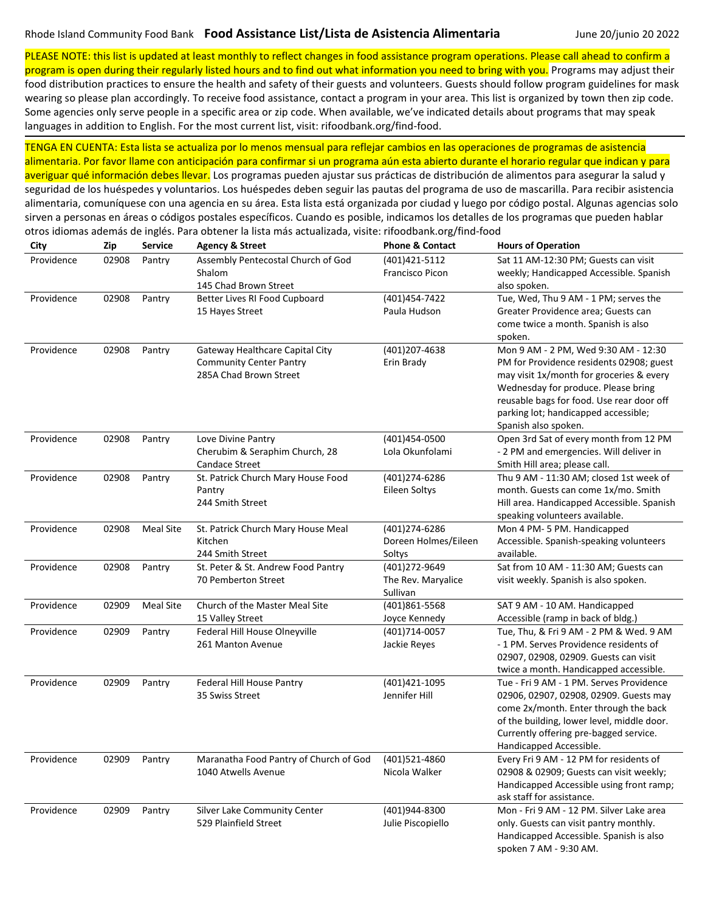Rhode Island Community Food Bank **Food Assistance List/Lista de Asistencia Alimentaria** June 20/junio 20 2022

PLEASE NOTE: this list is updated at least monthly to reflect changes in food assistance program operations. Please call ahead to confirm a program is open during their regularly listed hours and to find out what information you need to bring with you. Programs may adjust their food distribution practices to ensure the health and safety of their guests and volunteers. Guests should follow program guidelines for mask wearing so please plan accordingly. To receive food assistance, contact a program in your area. This list is organized by town then zip code. Some agencies only serve people in a specific area or zip code. When available, we've indicated details about programs that may speak languages in addition to English. For the most current list, visit: rifoodbank.org/find-food.

TENGA EN CUENTA: Esta lista se actualiza por lo menos mensual para reflejar cambios en las operaciones de programas de asistencia alimentaria. Por favor llame con anticipación para confirmar si un programa aún esta abierto durante el horario regular que indican y para averiguar qué información debes llevar. Los programas pueden ajustar sus prácticas de distribución de alimentos para asegurar la salud y seguridad de los huéspedes y voluntarios. Los huéspedes deben seguir las pautas del programa de uso de mascarilla. Para recibir asistencia alimentaria, comuníquese con una agencia en su área. Esta lista está organizada por ciudad y luego por código postal. Algunas agencias solo sirven a personas en áreas o códigos postales específicos. Cuando es posible, indicamos los detalles de los programas que pueden hablar otros idiomas además de inglés. Para obtener la lista más actualizada, visite: rifoodbank.org/find-food

| City | Zip | Service | Agency & Street | Phone & Contact | Hours of Operation |
|---|---|---|---|---|---|
| Providence | 02908 | Pantry | Assembly Pentecostal Church of God Shalom<br>145 Chad Brown Street | (401)421-5112<br>Francisco Picon | Sat 11 AM-12:30 PM; Guests can visit weekly; Handicapped Accessible. Spanish also spoken. |
| Providence | 02908 | Pantry | Better Lives RI Food Cupboard<br>15 Hayes Street | (401)454-7422<br>Paula Hudson | Tue, Wed, Thu 9 AM - 1 PM; serves the Greater Providence area; Guests can come twice a month. Spanish is also spoken. |
| Providence | 02908 | Pantry | Gateway Healthcare Capital City Community Center Pantry<br>285A Chad Brown Street | (401)207-4638<br>Erin Brady | Mon 9 AM - 2 PM, Wed 9:30 AM - 12:30 PM for Providence residents 02908; guest may visit 1x/month for groceries & every Wednesday for produce. Please bring reusable bags for food. Use rear door off parking lot; handicapped accessible; Spanish also spoken. |
| Providence | 02908 | Pantry | Love Divine Pantry<br>Cherubim & Seraphim Church, 28 Candace Street | (401)454-0500<br>Lola Okunfolami | Open 3rd Sat of every month from 12 PM - 2 PM and emergencies. Will deliver in Smith Hill area; please call. |
| Providence | 02908 | Pantry | St. Patrick Church Mary House Food Pantry<br>244 Smith Street | (401)274-6286<br>Eileen Soltys | Thu 9 AM - 11:30 AM; closed 1st week of month. Guests can come 1x/mo. Smith Hill area. Handicapped Accessible. Spanish speaking volunteers available. |
| Providence | 02908 | Meal Site | St. Patrick Church Mary House Meal Kitchen<br>244 Smith Street | (401)274-6286<br>Doreen Holmes/Eileen Soltys | Mon 4 PM- 5 PM. Handicapped Accessible. Spanish-speaking volunteers available. |
| Providence | 02908 | Pantry | St. Peter & St. Andrew Food Pantry<br>70 Pemberton Street | (401)272-9649<br>The Rev. Maryalice Sullivan | Sat from 10 AM - 11:30 AM; Guests can visit weekly. Spanish is also spoken. |
| Providence | 02909 | Meal Site | Church of the Master Meal Site<br>15 Valley Street | (401)861-5568<br>Joyce Kennedy | SAT 9 AM - 10 AM. Handicapped Accessible (ramp in back of bldg.) |
| Providence | 02909 | Pantry | Federal Hill House Olneyville<br>261 Manton Avenue | (401)714-0057<br>Jackie Reyes | Tue, Thu, & Fri 9 AM - 2 PM & Wed. 9 AM - 1 PM. Serves Providence residents of 02907, 02908, 02909. Guests can visit twice a month. Handicapped accessible. |
| Providence | 02909 | Pantry | Federal Hill House Pantry<br>35 Swiss Street | (401)421-1095<br>Jennifer Hill | Tue - Fri 9 AM - 1 PM. Serves Providence 02906, 02907, 02908, 02909. Guests may come 2x/month. Enter through the back of the building, lower level, middle door. Currently offering pre-bagged service. Handicapped Accessible. |
| Providence | 02909 | Pantry | Maranatha Food Pantry of Church of God<br>1040 Atwells Avenue | (401)521-4860<br>Nicola Walker | Every Fri 9 AM - 12 PM for residents of 02908 & 02909; Guests can visit weekly; Handicapped Accessible using front ramp; ask staff for assistance. |
| Providence | 02909 | Pantry | Silver Lake Community Center<br>529 Plainfield Street | (401)944-8300<br>Julie Piscopiello | Mon - Fri 9 AM - 12 PM. Silver Lake area only. Guests can visit pantry monthly. Handicapped Accessible. Spanish is also spoken 7 AM - 9:30 AM. |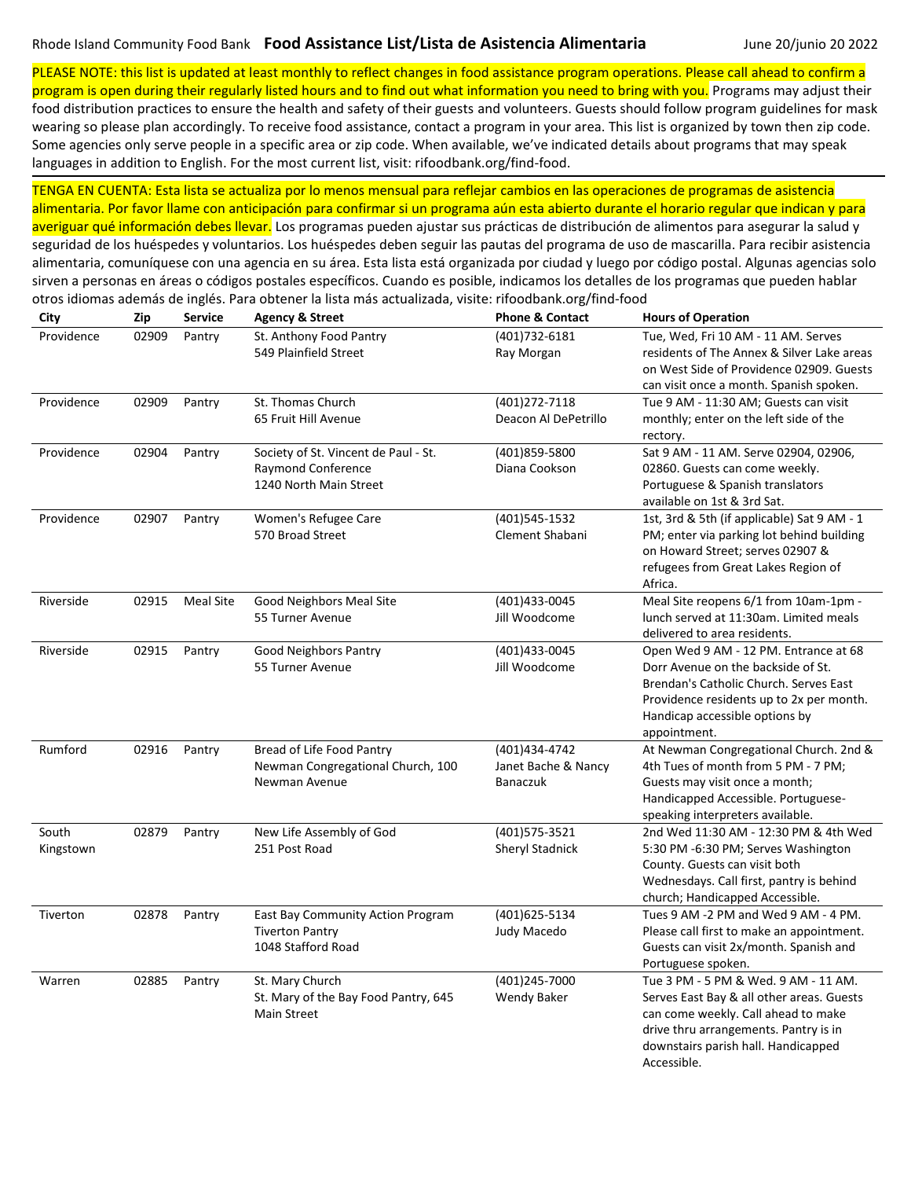PLEASE NOTE: this list is updated at least monthly to reflect changes in food assistance program operations. Please call ahead to confirm a program is open during their regularly listed hours and to find out what information you need to bring with you. Programs may adjust their food distribution practices to ensure the health and safety of their guests and volunteers. Guests should follow program guidelines for mask wearing so please plan accordingly. To receive food assistance, contact a program in your area. This list is organized by town then zip code. Some agencies only serve people in a specific area or zip code. When available, we've indicated details about programs that may speak languages in addition to English. For the most current list, visit: rifoodbank.org/find-food.

TENGA EN CUENTA: Esta lista se actualiza por lo menos mensual para reflejar cambios en las operaciones de programas de asistencia alimentaria. Por favor llame con anticipación para confirmar si un programa aún esta abierto durante el horario regular que indican y para averiguar qué información debes llevar. Los programas pueden ajustar sus prácticas de distribución de alimentos para asegurar la salud y seguridad de los huéspedes y voluntarios. Los huéspedes deben seguir las pautas del programa de uso de mascarilla. Para recibir asistencia alimentaria, comuníquese con una agencia en su área. Esta lista está organizada por ciudad y luego por código postal. Algunas agencias solo sirven a personas en áreas o códigos postales específicos. Cuando es posible, indicamos los detalles de los programas que pueden hablar otros idiomas además de inglés. Para obtener la lista más actualizada, visite: rifoodbank.org/find-food

| City | Zip | Service | Agency & Street | Phone & Contact | Hours of Operation |
|---|---|---|---|---|---|
| Providence | 02909 | Pantry | St. Anthony Food Pantry<br>549 Plainfield Street | (401)732-6181<br>Ray Morgan | Tue, Wed, Fri 10 AM - 11 AM. Serves residents of The Annex & Silver Lake areas on West Side of Providence 02909. Guests can visit once a month. Spanish spoken. |
| Providence | 02909 | Pantry | St. Thomas Church<br>65 Fruit Hill Avenue | (401)272-7118<br>Deacon Al DePetrillo | Tue 9 AM - 11:30 AM; Guests can visit monthly; enter on the left side of the rectory. |
| Providence | 02904 | Pantry | Society of St. Vincent de Paul - St. Raymond Conference<br>1240 North Main Street | (401)859-5800<br>Diana Cookson | Sat 9 AM - 11 AM. Serve 02904, 02906, 02860. Guests can come weekly. Portuguese & Spanish translators available on 1st & 3rd Sat. |
| Providence | 02907 | Pantry | Women's Refugee Care<br>570 Broad Street | (401)545-1532<br>Clement Shabani | 1st, 3rd & 5th (if applicable) Sat 9 AM - 1 PM; enter via parking lot behind building on Howard Street; serves 02907 & refugees from Great Lakes Region of Africa. |
| Riverside | 02915 | Meal Site | Good Neighbors Meal Site<br>55 Turner Avenue | (401)433-0045<br>Jill Woodcome | Meal Site reopens 6/1 from 10am-1pm - lunch served at 11:30am. Limited meals delivered to area residents. |
| Riverside | 02915 | Pantry | Good Neighbors Pantry<br>55 Turner Avenue | (401)433-0045<br>Jill Woodcome | Open Wed 9 AM - 12 PM. Entrance at 68 Dorr Avenue on the backside of St. Brendan's Catholic Church. Serves East Providence residents up to 2x per month. Handicap accessible options by appointment. |
| Rumford | 02916 | Pantry | Bread of Life Food Pantry<br>Newman Congregational Church, 100 Newman Avenue | (401)434-4742<br>Janet Bache & Nancy Banaczuk | At Newman Congregational Church. 2nd & 4th Tues of month from 5 PM - 7 PM; Guests may visit once a month; Handicapped Accessible. Portuguese-speaking interpreters available. |
| South Kingstown | 02879 | Pantry | New Life Assembly of God<br>251 Post Road | (401)575-3521<br>Sheryl Stadnick | 2nd Wed 11:30 AM - 12:30 PM & 4th Wed 5:30 PM -6:30 PM; Serves Washington County. Guests can visit both Wednesdays. Call first, pantry is behind church; Handicapped Accessible. |
| Tiverton | 02878 | Pantry | East Bay Community Action Program Tiverton Pantry<br>1048 Stafford Road | (401)625-5134<br>Judy Macedo | Tues 9 AM -2 PM and Wed 9 AM - 4 PM. Please call first to make an appointment. Guests can visit 2x/month. Spanish and Portuguese spoken. |
| Warren | 02885 | Pantry | St. Mary Church<br>St. Mary of the Bay Food Pantry, 645 Main Street | (401)245-7000<br>Wendy Baker | Tue 3 PM - 5 PM & Wed. 9 AM - 11 AM. Serves East Bay & all other areas. Guests can come weekly. Call ahead to make drive thru arrangements. Pantry is in downstairs parish hall. Handicapped Accessible. |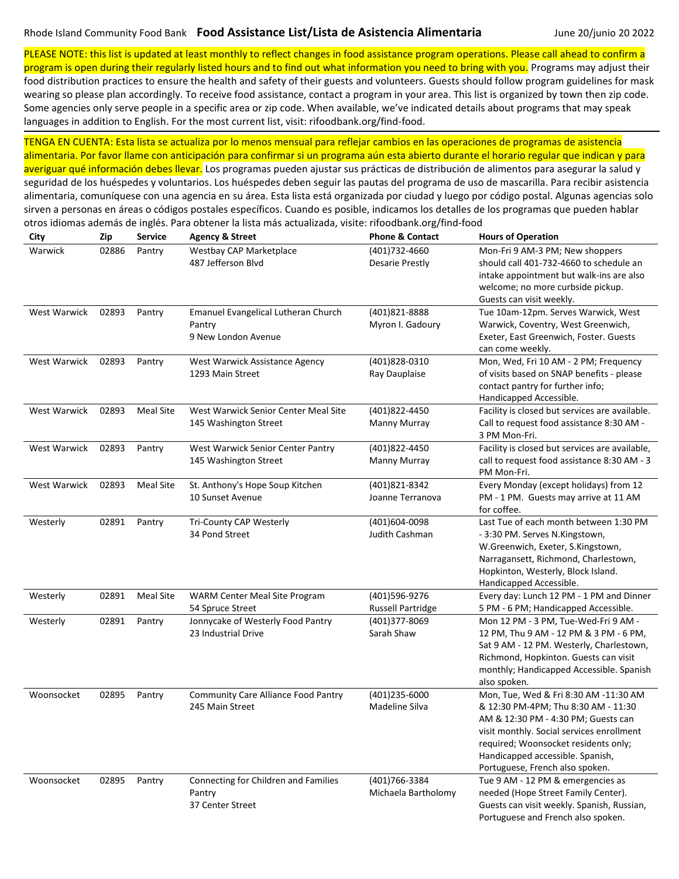PLEASE NOTE: this list is updated at least monthly to reflect changes in food assistance program operations. Please call ahead to confirm a program is open during their regularly listed hours and to find out what information you need to bring with you. Programs may adjust their food distribution practices to ensure the health and safety of their guests and volunteers. Guests should follow program guidelines for mask wearing so please plan accordingly. To receive food assistance, contact a program in your area. This list is organized by town then zip code. Some agencies only serve people in a specific area or zip code. When available, we've indicated details about programs that may speak languages in addition to English. For the most current list, visit: rifoodbank.org/find-food.

TENGA EN CUENTA: Esta lista se actualiza por lo menos mensual para reflejar cambios en las operaciones de programas de asistencia alimentaria. Por favor llame con anticipación para confirmar si un programa aún esta abierto durante el horario regular que indican y para averiguar qué información debes llevar. Los programas pueden ajustar sus prácticas de distribución de alimentos para asegurar la salud y seguridad de los huéspedes y voluntarios. Los huéspedes deben seguir las pautas del programa de uso de mascarilla. Para recibir asistencia alimentaria, comuníquese con una agencia en su área. Esta lista está organizada por ciudad y luego por código postal. Algunas agencias solo sirven a personas en áreas o códigos postales específicos. Cuando es posible, indicamos los detalles de los programas que pueden hablar otros idiomas además de inglés. Para obtener la lista más actualizada, visite: rifoodbank.org/find-food

| City | Zip | Service | Agency & Street | Phone & Contact | Hours of Operation |
|---|---|---|---|---|---|
| Warwick | 02886 | Pantry | Westbay CAP Marketplace<br>487 Jefferson Blvd | (401)732-4660<br>Desarie Prestly | Mon-Fri 9 AM-3 PM; New shoppers should call 401-732-4660 to schedule an intake appointment but walk-ins are also welcome; no more curbside pickup. Guests can visit weekly. |
| West Warwick | 02893 | Pantry | Emanuel Evangelical Lutheran Church Pantry<br>9 New London Avenue | (401)821-8888<br>Myron I. Gadoury | Tue 10am-12pm. Serves Warwick, West Warwick, Coventry, West Greenwich, Exeter, East Greenwich, Foster. Guests can come weekly. |
| West Warwick | 02893 | Pantry | West Warwick Assistance Agency<br>1293 Main Street | (401)828-0310<br>Ray Dauplaise | Mon, Wed, Fri 10 AM - 2 PM; Frequency of visits based on SNAP benefits - please contact pantry for further info; Handicapped Accessible. |
| West Warwick | 02893 | Meal Site | West Warwick Senior Center Meal Site<br>145 Washington Street | (401)822-4450<br>Manny Murray | Facility is closed but services are available. Call to request food assistance 8:30 AM - 3 PM Mon-Fri. |
| West Warwick | 02893 | Pantry | West Warwick Senior Center Pantry<br>145 Washington Street | (401)822-4450<br>Manny Murray | Facility is closed but services are available, call to request food assistance 8:30 AM - 3 PM Mon-Fri. |
| West Warwick | 02893 | Meal Site | St. Anthony's Hope Soup Kitchen<br>10 Sunset Avenue | (401)821-8342<br>Joanne Terranova | Every Monday (except holidays) from 12 PM - 1 PM. Guests may arrive at 11 AM for coffee. |
| Westerly | 02891 | Pantry | Tri-County CAP Westerly<br>34 Pond Street | (401)604-0098<br>Judith Cashman | Last Tue of each month between 1:30 PM - 3:30 PM. Serves N.Kingstown, W.Greenwich, Exeter, S.Kingstown, Narragansett, Richmond, Charlestown, Hopkinton, Westerly, Block Island. Handicapped Accessible. |
| Westerly | 02891 | Meal Site | WARM Center Meal Site Program<br>54 Spruce Street | (401)596-9276<br>Russell Partridge | Every day: Lunch 12 PM - 1 PM and Dinner 5 PM - 6 PM; Handicapped Accessible. |
| Westerly | 02891 | Pantry | Jonnycake of Westerly Food Pantry<br>23 Industrial Drive | (401)377-8069<br>Sarah Shaw | Mon 12 PM - 3 PM, Tue-Wed-Fri 9 AM - 12 PM, Thu 9 AM - 12 PM & 3 PM - 6 PM, Sat 9 AM - 12 PM. Westerly, Charlestown, Richmond, Hopkinton. Guests can visit monthly; Handicapped Accessible. Spanish also spoken. |
| Woonsocket | 02895 | Pantry | Community Care Alliance Food Pantry<br>245 Main Street | (401)235-6000<br>Madeline Silva | Mon, Tue, Wed & Fri 8:30 AM -11:30 AM & 12:30 PM-4PM; Thu 8:30 AM - 11:30 AM & 12:30 PM - 4:30 PM; Guests can visit monthly. Social services enrollment required; Woonsocket residents only; Handicapped accessible. Spanish, Portuguese, French also spoken. |
| Woonsocket | 02895 | Pantry | Connecting for Children and Families Pantry<br>37 Center Street | (401)766-3384<br>Michaela Bartholomy | Tue 9 AM - 12 PM & emergencies as needed (Hope Street Family Center). Guests can visit weekly. Spanish, Russian, Portuguese and French also spoken. |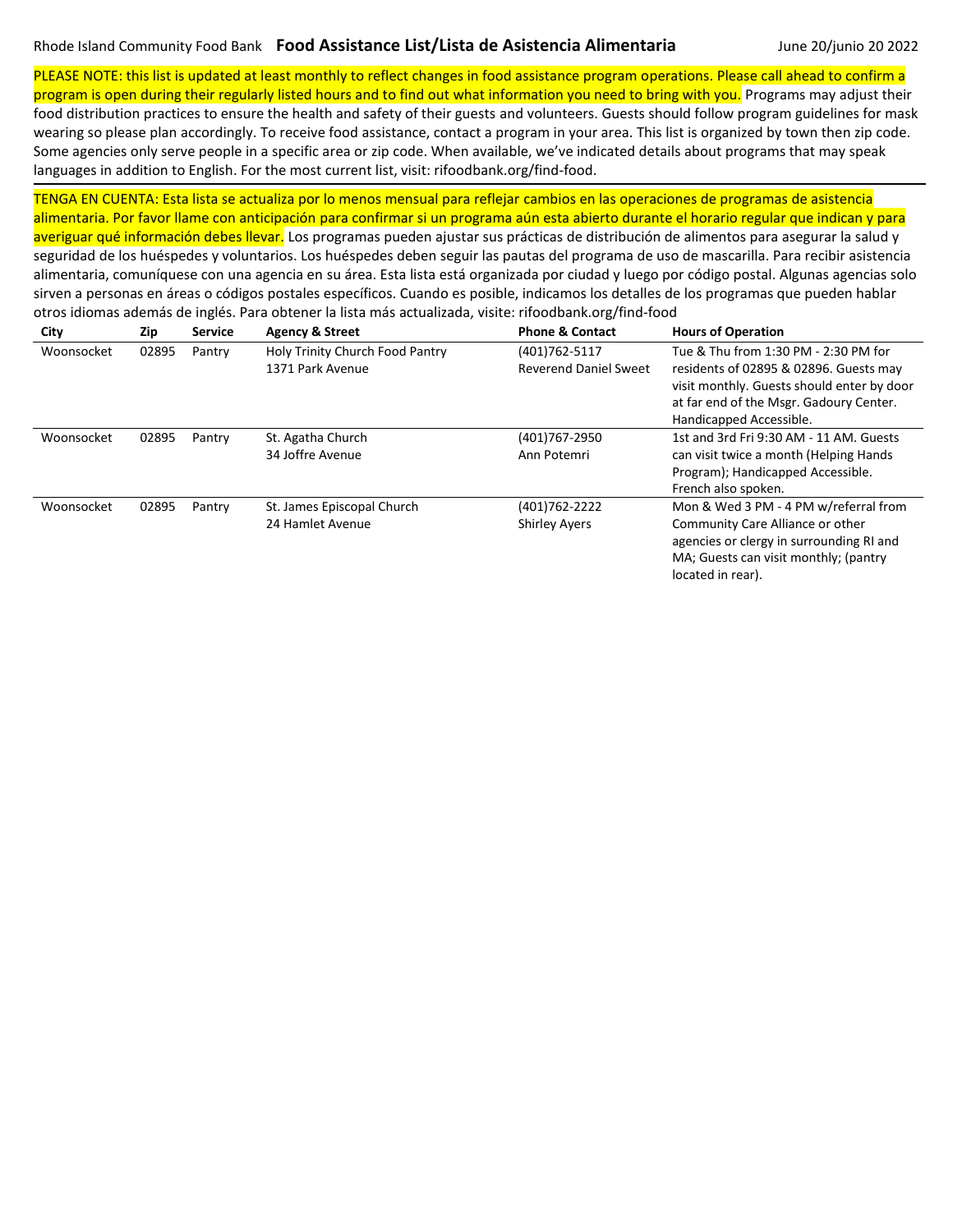PLEASE NOTE: this list is updated at least monthly to reflect changes in food assistance program operations. Please call ahead to confirm a program is open during their regularly listed hours and to find out what information you need to bring with you. Programs may adjust their food distribution practices to ensure the health and safety of their guests and volunteers. Guests should follow program guidelines for mask wearing so please plan accordingly. To receive food assistance, contact a program in your area. This list is organized by town then zip code. Some agencies only serve people in a specific area or zip code. When available, we've indicated details about programs that may speak languages in addition to English. For the most current list, visit: rifoodbank.org/find-food.

TENGA EN CUENTA: Esta lista se actualiza por lo menos mensual para reflejar cambios en las operaciones de programas de asistencia alimentaria. Por favor llame con anticipación para confirmar si un programa aún esta abierto durante el horario regular que indican y para averiguar qué información debes llevar. Los programas pueden ajustar sus prácticas de distribución de alimentos para asegurar la salud y seguridad de los huéspedes y voluntarios. Los huéspedes deben seguir las pautas del programa de uso de mascarilla. Para recibir asistencia alimentaria, comuníquese con una agencia en su área. Esta lista está organizada por ciudad y luego por código postal. Algunas agencias solo sirven a personas en áreas o códigos postales específicos. Cuando es posible, indicamos los detalles de los programas que pueden hablar otros idiomas además de inglés. Para obtener la lista más actualizada, visite: rifoodbank.org/find-food

| City | Zip | Service | Agency & Street | Phone & Contact | Hours of Operation |
|---|---|---|---|---|---|
| Woonsocket | 02895 | Pantry | Holy Trinity Church Food Pantry<br>1371 Park Avenue | (401)762-5117<br>Reverend Daniel Sweet | Tue & Thu from 1:30 PM - 2:30 PM for residents of 02895 & 02896. Guests may visit monthly. Guests should enter by door at far end of the Msgr. Gadoury Center. Handicapped Accessible. |
| Woonsocket | 02895 | Pantry | St. Agatha Church<br>34 Joffre Avenue | (401)767-2950<br>Ann Potemri | 1st and 3rd Fri 9:30 AM - 11 AM. Guests can visit twice a month (Helping Hands Program); Handicapped Accessible. French also spoken. |
| Woonsocket | 02895 | Pantry | St. James Episcopal Church<br>24 Hamlet Avenue | (401)762-2222<br>Shirley Ayers | Mon & Wed 3 PM - 4 PM w/referral from Community Care Alliance or other agencies or clergy in surrounding RI and MA; Guests can visit monthly; (pantry located in rear). |